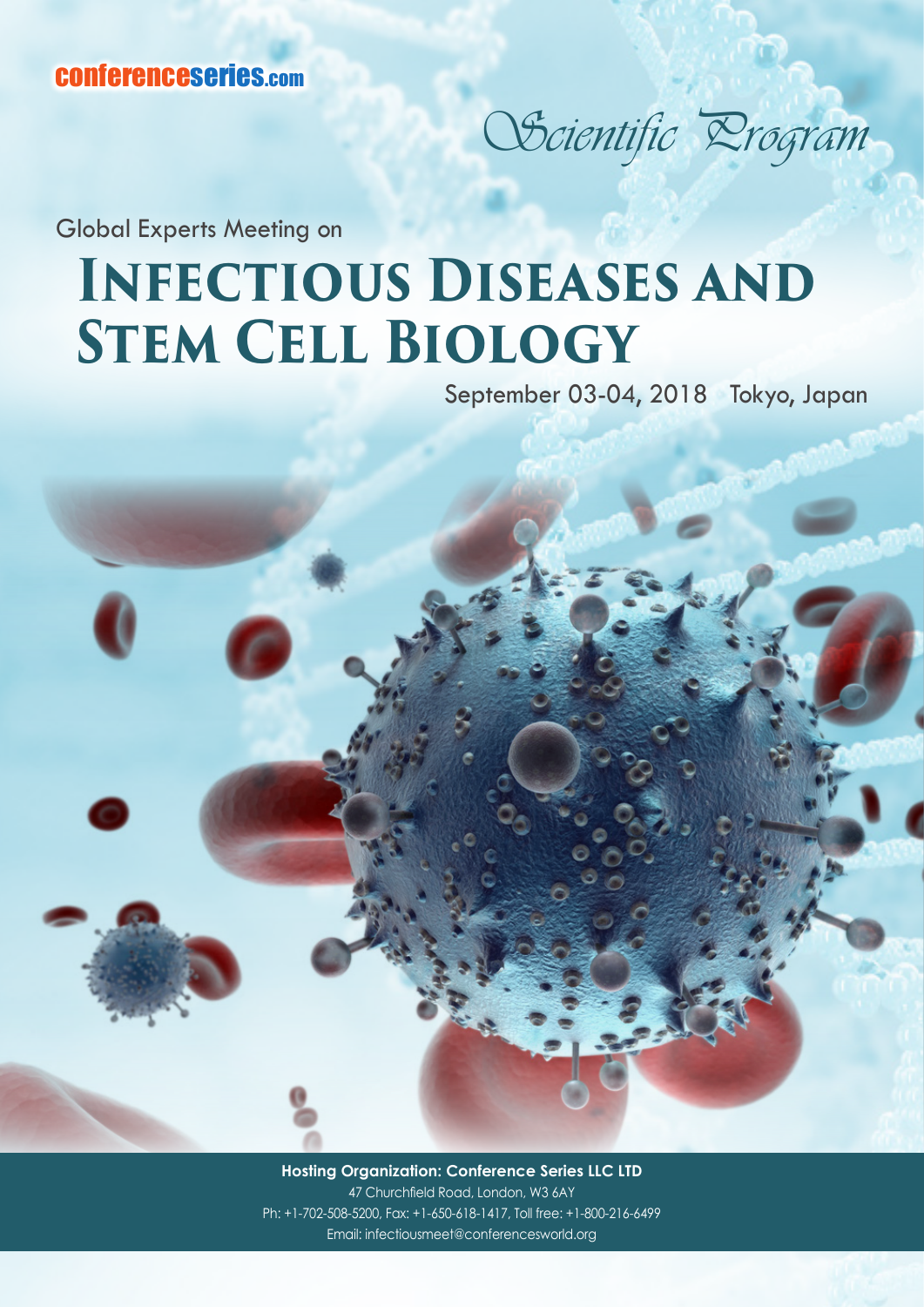conferenceseries.com

*Scientific Program*

Global Experts Meeting on

# Infectious Diseases and Stem Cell Biology

September 03-04, 2018 Tokyo, Japan

**Hosting Organization: Conference Series LLC LTD**

47 Churchfield Road, London, W3 6AY

Ph: +1-702-508-5200, Fax: +1-650-618-1417, Toll free: +1-800-216-6499

Email: infectiousmeet@conferencesworld.org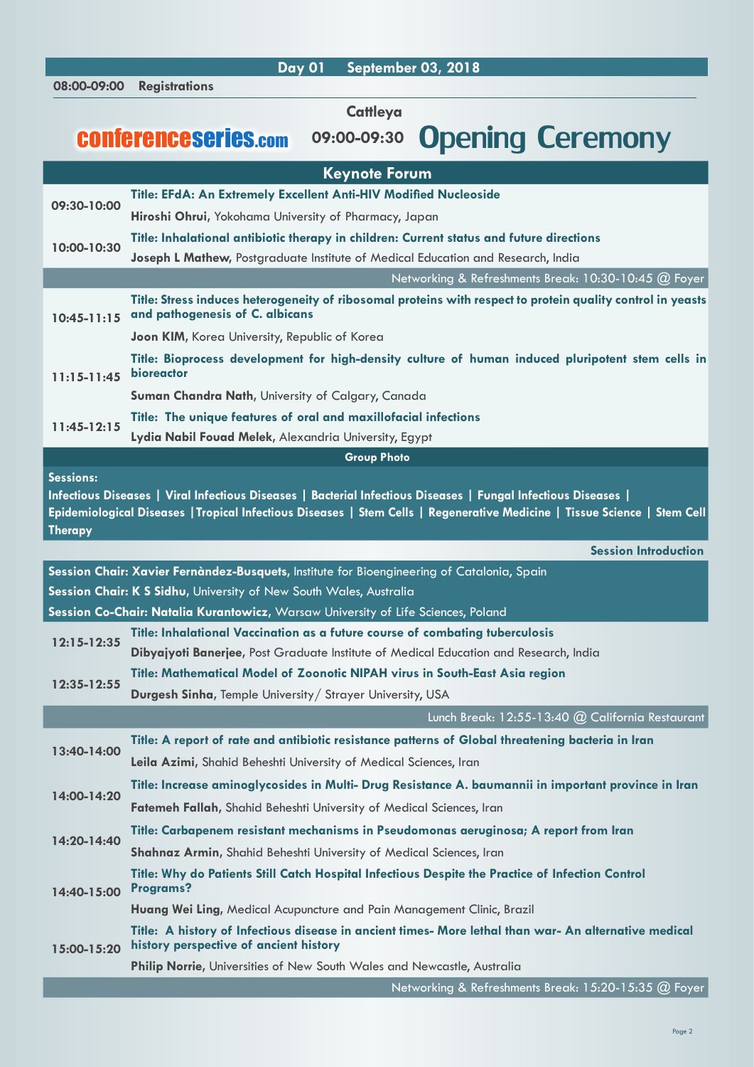## Day 01 September 03, 2018

**08:00-09:00 Registrations**

**Cattleya**

conferenceseries.com **09:00-09:30** **Opening Ceremony**

## Keynote Forum

**09:30-10:00**
**Title: EFdA: An Extremely Excellent Anti-HIV Modified Nucleoside**
**Hiroshi Ohrui**, Yokohama University of Pharmacy, Japan

**10:00-10:30**
**Title: Inhalational antibiotic therapy in children: Current status and future directions**
**Joseph L Mathew**, Postgraduate Institute of Medical Education and Research, India

Networking & Refreshments Break: 10:30-10:45 @ Foyer

**10:45-11:15**
**Title: Stress induces heterogeneity of ribosomal proteins with respect to protein quality control in yeasts and pathogenesis of C. albicans**
**Joon KIM**, Korea University, Republic of Korea

**11:15-11:45**
**Title: Bioprocess development for high-density culture of human induced pluripotent stem cells in bioreactor**
**Suman Chandra Nath**, University of Calgary, Canada

**11:45-12:15**
**Title: The unique features of oral and maxillofacial infections**
**Lydia Nabil Fouad Melek**, Alexandria University, Egypt

**Group Photo**

**Sessions:**
**Infectious Diseases | Viral Infectious Diseases | Bacterial Infectious Diseases | Fungal Infectious Diseases | Epidemiological Diseases | Tropical Infectious Diseases | Stem Cells | Regenerative Medicine | Tissue Science | Stem Cell Therapy**

**Session Introduction**

**Session Chair: Xavier Fernàndez-Busquets**, Institute for Bioengineering of Catalonia, Spain
**Session Chair: K S Sidhu**, University of New South Wales, Australia
**Session Co-Chair: Natalia Kurantowicz**, Warsaw University of Life Sciences, Poland

**12:15-12:35**
**Title: Inhalational Vaccination as a future course of combating tuberculosis**
**Dibyajyoti Banerjee**, Post Graduate Institute of Medical Education and Research, India

**12:35-12:55**
**Title: Mathematical Model of Zoonotic NIPAH virus in South-East Asia region**
**Durgesh Sinha**, Temple University/ Strayer University, USA

Lunch Break: 12:55-13:40 @ California Restaurant

**13:40-14:00**
**Title: A report of rate and antibiotic resistance patterns of Global threatening bacteria in Iran**
**Leila Azimi**, Shahid Beheshti University of Medical Sciences, Iran

**14:00-14:20**
**Title: Increase aminoglycosides in Multi- Drug Resistance A. baumannii in important province in Iran**
**Fatemeh Fallah**, Shahid Beheshti University of Medical Sciences, Iran

**14:20-14:40**
**Title: Carbapenem resistant mechanisms in Pseudomonas aeruginosa; A report from Iran**
**Shahnaz Armin**, Shahid Beheshti University of Medical Sciences, Iran

**14:40-15:00**
**Title: Why do Patients Still Catch Hospital Infectious Despite the Practice of Infection Control Programs?**
**Huang Wei Ling**, Medical Acupuncture and Pain Management Clinic, Brazil

**15:00-15:20**
**Title: A history of Infectious disease in ancient times- More lethal than war- An alternative medical history perspective of ancient history**
**Philip Norrie**, Universities of New South Wales and Newcastle, Australia

Networking & Refreshments Break: 15:20-15:35 @ Foyer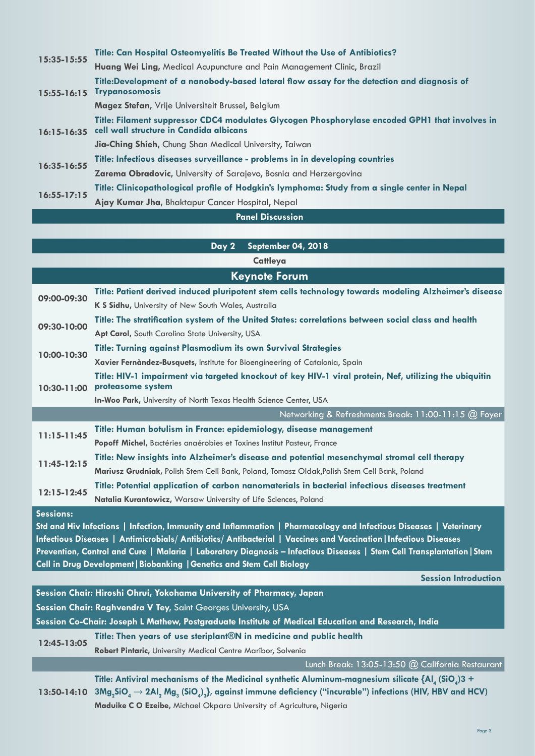| Time | Details |
|---|---|
| 15:35-15:55 | **Title: Can Hospital Osteomyelitis Be Treated Without the Use of Antibiotics?**<br>**Huang Wei Ling**, Medical Acupuncture and Pain Management Clinic, Brazil |
| 15:55-16:15 | **Title:Development of a nanobody-based lateral flow assay for the detection and diagnosis of Trypanosomosis**<br>**Magez Stefan**, Vrije Universiteit Brussel, Belgium |
| 16:15-16:35 | **Title: Filament suppressor CDC4 modulates Glycogen Phosphorylase encoded GPH1 that involves in cell wall structure in Candida albicans**<br>**Jia-Ching Shieh**, Chung Shan Medical University, Taiwan |
| 16:35-16:55 | **Title: Infectious diseases surveillance - problems in in developing countries**<br>**Zarema Obradovic**, University of Sarajevo, Bosnia and Herzergovina |
| 16:55-17:15 | **Title: Clinicopathological profile of Hodgkin's lymphoma: Study from a single center in Nepal**<br>**Ajay Kumar Jha**, Bhaktapur Cancer Hospital, Nepal |

**Panel Discussion**

## Day 2 September 04, 2018

**Cattleya**

### Keynote Forum

| Time | Details |
|---|---|
| 09:00-09:30 | **Title: Patient derived induced pluripotent stem cells technology towards modeling Alzheimer's disease**<br>**K S Sidhu**, University of New South Wales, Australia |
| 09:30-10:00 | **Title: The stratification system of the United States: correlations between social class and health**<br>**Apt Carol**, South Carolina State University, USA |
| 10:00-10:30 | **Title: Turning against Plasmodium its own Survival Strategies**<br>**Xavier Fernàndez-Busquets**, Institute for Bioengineering of Catalonia, Spain |
| 10:30-11:00 | **Title: HIV-1 impairment via targeted knockout of key HIV-1 viral protein, Nef, utilizing the ubiquitin proteasome system**<br>**In-Woo Park**, University of North Texas Health Science Center, USA |

Networking & Refreshments Break: 11:00-11:15 @ Foyer

| Time | Details |
|---|---|
| 11:15-11:45 | **Title: Human botulism in France: epidemiology, disease management**<br>**Popoff Michel**, Bactéries anaérobies et Toxines Institut Pasteur, France |
| 11:45-12:15 | **Title: New insights into Alzheimer's disease and potential mesenchymal stromal cell therapy**<br>**Mariusz Grudniak**, Polish Stem Cell Bank, Poland, Tomasz Oldak,Polish Stem Cell Bank, Poland |
| 12:15-12:45 | **Title: Potential application of carbon nanomaterials in bacterial infectious diseases treatment**<br>**Natalia Kurantowicz**, Warsaw University of Life Sciences, Poland |

**Sessions:**

**Std and Hiv Infections | Infection, Immunity and Inflammation | Pharmacology and Infectious Diseases | Veterinary Infectious Diseases | Antimicrobials/ Antibiotics/ Antibacterial | Vaccines and Vaccination | Infectious Diseases Prevention, Control and Cure | Malaria | Laboratory Diagnosis – Infectious Diseases | Stem Cell Transplantation | Stem Cell in Drug Development | Biobanking | Genetics and Stem Cell Biology**

**Session Introduction**

**Session Chair: Hiroshi Ohrui, Yokohama University of Pharmacy, Japan**

**Session Chair: Raghvendra V Tey,** Saint Georges University, USA

**Session Co-Chair: Joseph L Mathew, Postgraduate Institute of Medical Education and Research, India**

| Time | Details |
|---|---|
| 12:45-13:05 | **Title: Then years of use steriplant®N in medicine and public health**<br>**Robert Pintaric**, University Medical Centre Maribor, Solvenia |

Lunch Break: 13:05-13:50 @ California Restaurant

| Time | Details |
|---|---|
| 13:50-14:10 | **Title: Antiviral mechanisms of the Medicinal synthetic Aluminum-magnesium silicate {$Al_4(SiO_4)3 + 3Mg_2SiO_4 \rightarrow 2Al_2Mg_3(SiO_4)_3$}, against immune deficiency ("incurable") infections (HIV, HBV and HCV)**<br>**Maduike C O Ezeibe**, Michael Okpara University of Agriculture, Nigeria |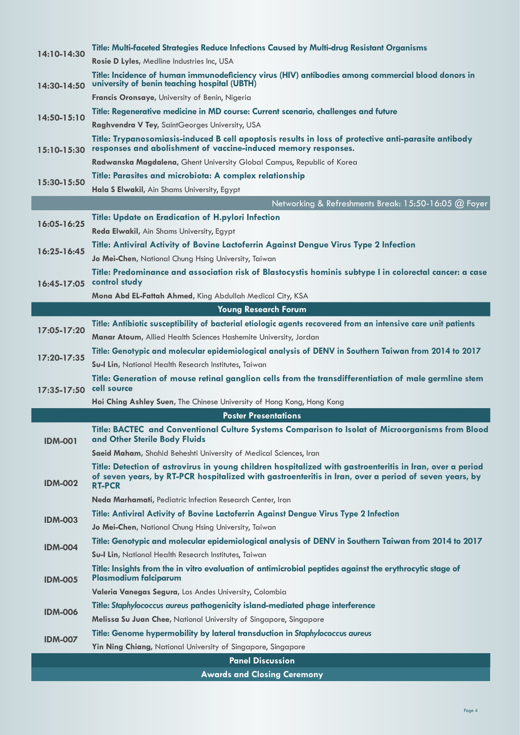| | |
|---|---|
| **14:10-14:30** | **Title: Multi-faceted Strategies Reduce Infections Caused by Multi-drug Resistant Organisms**<br>**Rosie D Lyles**, Medline Industries Inc, USA |
| **14:30-14:50** | **Title: Incidence of human immunodeficiency virus (HIV) antibodies among commercial blood donors in university of benin teaching hospital (UBTH)**<br>**Francis Oronsaye**, University of Benin, Nigeria |
| **14:50-15:10** | **Title: Regenerative medicine in MD course: Current scenario, challenges and future**<br>**Raghvendra V Tey**, SaintGeorges University, USA |
| **15:10-15:30** | **Title: Trypanosomiasis-induced B cell apoptosis results in loss of protective anti-parasite antibody responses and abolishment of vaccine-induced memory responses.**<br>**Radwanska Magdalena**, Ghent University Global Campus, Republic of Korea |
| **15:30-15:50** | **Title: Parasites and microbiota: A complex relationship**<br>**Hala S Elwakil**, Ain Shams University, Egypt |
| | Networking & Refreshments Break: 15:50-16:05 @ Foyer |
| **16:05-16:25** | **Title: Update on Eradication of H.pylori Infection**<br>**Reda Elwakil**, Ain Shams University, Egypt |
| **16:25-16:45** | **Title: Antiviral Activity of Bovine Lactoferrin Against Dengue Virus Type 2 Infection**<br>**Jo Mei-Chen**, National Chung Hsing University, Taiwan |
| **16:45-17:05** | **Title: Predominance and association risk of Blastocystis hominis subtype I in colorectal cancer: a case control study**<br>**Mona Abd EL-Fattah Ahmed**, King Abdullah Medical City, KSA |
| | **Young Research Forum** |
| **17:05-17:20** | **Title: Antibiotic susceptibility of bacterial etiologic agents recovered from an intensive care unit patients**<br>**Manar Atoum**, Allied Health Sciences Hashemite University, Jordan |
| **17:20-17:35** | **Title: Genotypic and molecular epidemiological analysis of DENV in Southern Taiwan from 2014 to 2017**<br>**Su-I Lin**, National Health Research Institutes, Taiwan |
| **17:35-17:50** | **Title: Generation of mouse retinal ganglion cells from the transdifferentiation of male germline stem cell source**<br>**Hoi Ching Ashley Suen**, The Chinese University of Hong Kong, Hong Kong |
| | **Poster Presentations** |
| **IDM-001** | **Title: BACTEC and Conventional Culture Systems Comparison to Isolat of Microorganisms from Blood and Other Sterile Body Fluids**<br>**Saeid Maham**, Shahid Beheshti University of Medical Sciences, Iran |
| **IDM-002** | **Title: Detection of astrovirus in young children hospitalized with gastroenteritis in Iran, over a period of seven years, by RT-PCR hospitalized with gastroenteritis in Iran, over a period of seven years, by RT-PCR**<br>**Neda Marhamati**, Pediatric Infection Research Center, Iran |
| **IDM-003** | **Title: Antiviral Activity of Bovine Lactoferrin Against Dengue Virus Type 2 Infection**<br>**Jo Mei-Chen**, National Chung Hsing University, Taiwan |
| **IDM-004** | **Title: Genotypic and molecular epidemiological analysis of DENV in Southern Taiwan from 2014 to 2017**<br>**Su-I Lin**, National Health Research Institutes, Taiwan |
| **IDM-005** | **Title: Insights from the in vitro evaluation of antimicrobial peptides against the erythrocytic stage of Plasmodium falciparum**<br>**Valeria Vanegas Segura**, Los Andes University, Colombia |
| **IDM-006** | **Title: *Staphylococcus aureus* pathogenicity island-mediated phage interference**<br>**Melissa Su Juan Chee**, National University of Singapore, Singapore |
| **IDM-007** | **Title: Genome hypermobility by lateral transduction in *Staphylococcus aureus***<br>**Yin Ning Chiang**, National University of Singapore, Singapore |
| | **Panel Discussion** |
| | **Awards and Closing Ceremony** |